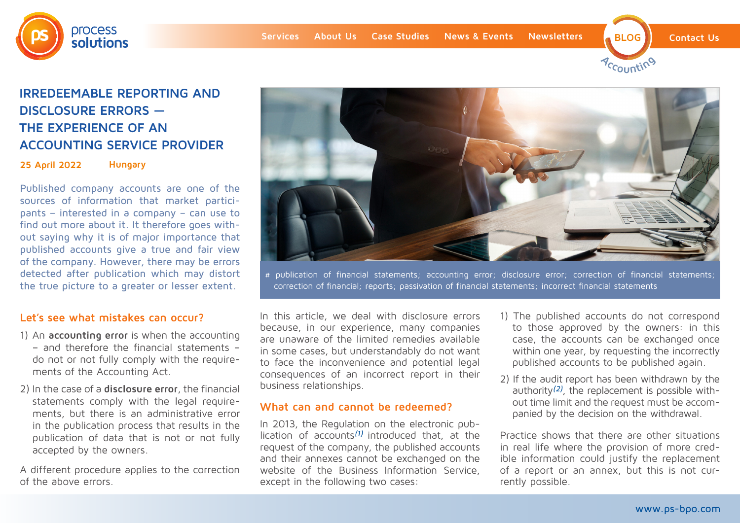# IRREDEEMABLE REPORTING AND DISCLOSURE ERRORS — THE EXPERIENCE OF AN ACCOUNTING SERVICE PROVIDER

**25 April 2022** **Hungary**

Published company accounts are one of the sources of information that market participants – interested in a company – can use to find out more about it. It therefore goes without saying why it is of major importance that published accounts give a true and fair view of the company. However, there may be errors detected after publication which may distort the true picture to a greater or lesser extent.

# publication of financial statements; accounting error; disclosure error; correction of financial statements; correction of financial; reports; passivation of financial statements; incorrect financial statements

## Let's see what mistakes can occur?

1) An **accounting error** is when the accounting – and therefore the financial statements – do not or not fully comply with the requirements of the Accounting Act.
2) In the case of a **disclosure error**, the financial statements comply with the legal requirements, but there is an administrative error in the publication process that results in the publication of data that is not or not fully accepted by the owners.

A different procedure applies to the correction of the above errors.

In this article, we deal with disclosure errors because, in our experience, many companies are unaware of the limited remedies available in some cases, but understandably do not want to face the inconvenience and potential legal consequences of an incorrect report in their business relationships.

## What can and cannot be redeemed?

In 2013, the Regulation on the electronic publication of accounts*(1)* introduced that, at the request of the company, the published accounts and their annexes cannot be exchanged on the website of the Business Information Service, except in the following two cases:

1) The published accounts do not correspond to those approved by the owners: in this case, the accounts can be exchanged once within one year, by requesting the incorrectly published accounts to be published again.
2) If the audit report has been withdrawn by the authority*(2)*, the replacement is possible without time limit and the request must be accompanied by the decision on the withdrawal.

Practice shows that there are other situations in real life where the provision of more credible information could justify the replacement of a report or an annex, but this is not currently possible.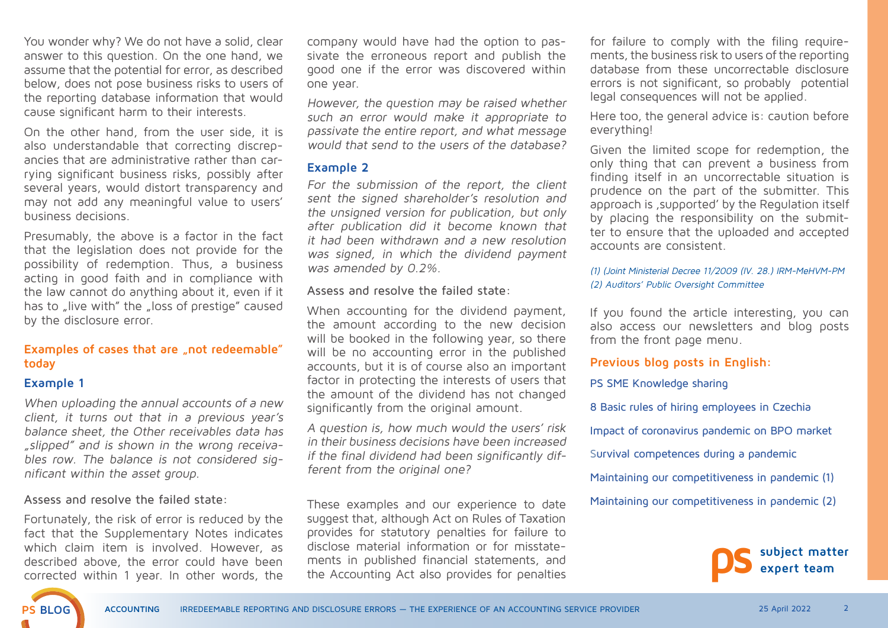You wonder why? We do not have a solid, clear answer to this question. On the one hand, we assume that the potential for error, as described below, does not pose business risks to users of the reporting database information that would cause significant harm to their interests.

On the other hand, from the user side, it is also understandable that correcting discrepancies that are administrative rather than carrying significant business risks, possibly after several years, would distort transparency and may not add any meaningful value to users' business decisions.

Presumably, the above is a factor in the fact that the legislation does not provide for the possibility of redemption. Thus, a business acting in good faith and in compliance with the law cannot do anything about it, even if it has to „live with" the „loss of prestige" caused by the disclosure error.

## Examples of cases that are „not redeemable" today

### Example 1

*When uploading the annual accounts of a new client, it turns out that in a previous year's balance sheet, the Other receivables data has „slipped" and is shown in the wrong receivables row. The balance is not considered significant within the asset group.*

Assess and resolve the failed state:

Fortunately, the risk of error is reduced by the fact that the Supplementary Notes indicates which claim item is involved. However, as described above, the error could have been corrected within 1 year. In other words, the company would have had the option to passivate the erroneous report and publish the good one if the error was discovered within one year.

*However, the question may be raised whether such an error would make it appropriate to passivate the entire report, and what message would that send to the users of the database?*

### Example 2

*For the submission of the report, the client sent the signed shareholder's resolution and the unsigned version for publication, but only after publication did it become known that it had been withdrawn and a new resolution was signed, in which the dividend payment was amended by 0.2%.*

Assess and resolve the failed state:

When accounting for the dividend payment, the amount according to the new decision will be booked in the following year, so there will be no accounting error in the published accounts, but it is of course also an important factor in protecting the interests of users that the amount of the dividend has not changed significantly from the original amount.

*A question is, how much would the users' risk in their business decisions have been increased if the final dividend had been significantly different from the original one?*

These examples and our experience to date suggest that, although Act on Rules of Taxation provides for statutory penalties for failure to disclose material information or for misstatements in published financial statements, and the Accounting Act also provides for penalties for failure to comply with the filing requirements, the business risk to users of the reporting database from these uncorrectable disclosure errors is not significant, so probably potential legal consequences will not be applied.

Here too, the general advice is: caution before everything!

Given the limited scope for redemption, the only thing that can prevent a business from finding itself in an uncorrectable situation is prudence on the part of the submitter. This approach is ‚supported' by the Regulation itself by placing the responsibility on the submitter to ensure that the uploaded and accepted accounts are consistent.

*(1) (Joint Ministerial Decree 11/2009 (IV. 28.) IRM-MeHVM-PM*
*(2) Auditors' Public Oversight Committee*

If you found the article interesting, you can also access our newsletters and blog posts from the front page menu.

## Previous blog posts in English:

PS SME Knowledge sharing

8 Basic rules of hiring employees in Czechia

Impact of coronavirus pandemic on BPO market

Survival competences during a pandemic

Maintaining our competitiveness in pandemic (1)

Maintaining our competitiveness in pandemic (2)

ps subject matter expert team